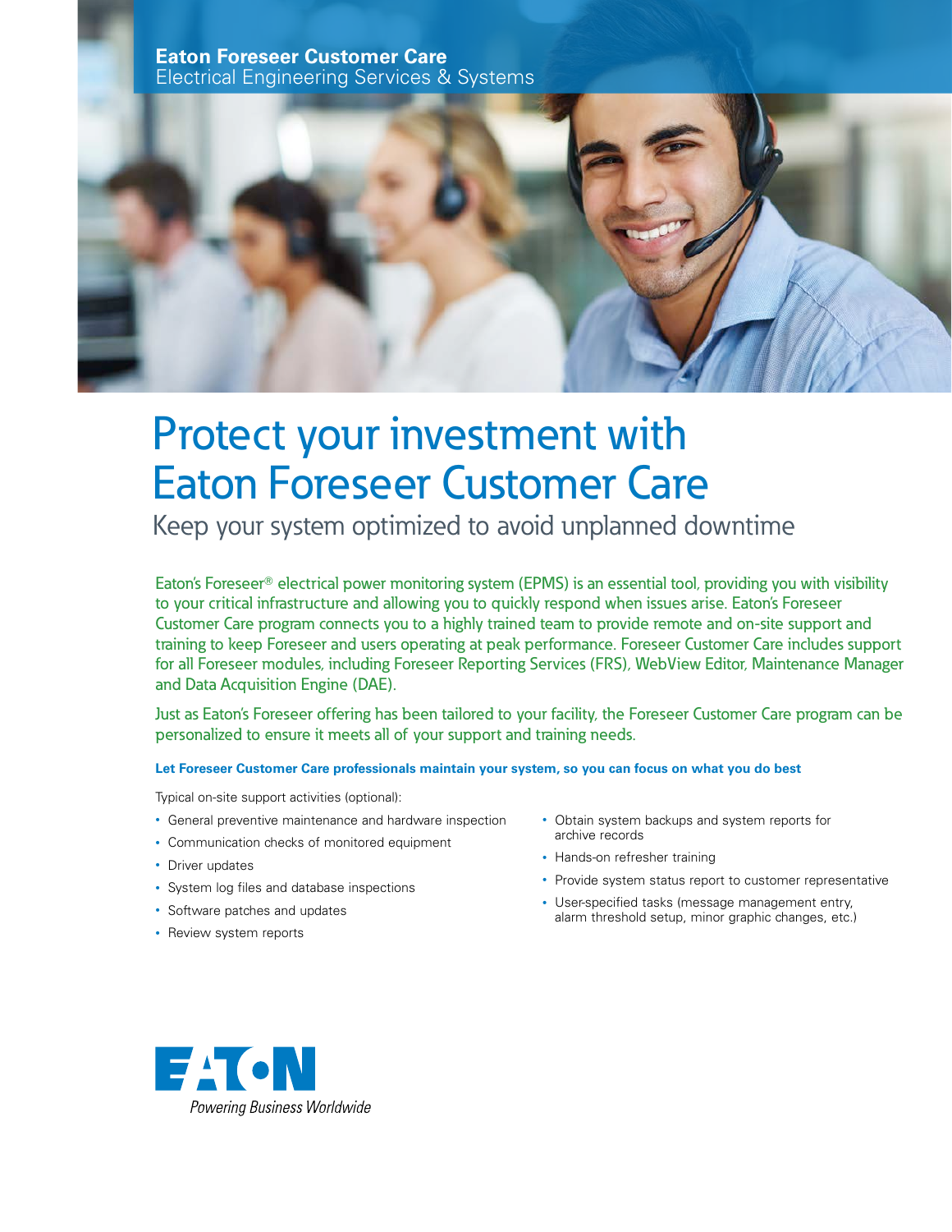**Eaton Foreseer Customer Care**
Electrical Engineering Services & Systems

# Protect your investment with Eaton Foreseer Customer Care

## Keep your system optimized to avoid unplanned downtime

Eaton's Foreseer® electrical power monitoring system (EPMS) is an essential tool, providing you with visibility to your critical infrastructure and allowing you to quickly respond when issues arise. Eaton's Foreseer Customer Care program connects you to a highly trained team to provide remote and on-site support and training to keep Foreseer and users operating at peak performance. Foreseer Customer Care includes support for all Foreseer modules, including Foreseer Reporting Services (FRS), WebView Editor, Maintenance Manager and Data Acquisition Engine (DAE).

Just as Eaton's Foreseer offering has been tailored to your facility, the Foreseer Customer Care program can be personalized to ensure it meets all of your support and training needs.

**Let Foreseer Customer Care professionals maintain your system, so you can focus on what you do best**

Typical on-site support activities (optional):

- General preventive maintenance and hardware inspection
- Communication checks of monitored equipment
- Driver updates
- System log files and database inspections
- Software patches and updates
- Review system reports
- Obtain system backups and system reports for archive records
- Hands-on refresher training
- Provide system status report to customer representative
- User-specified tasks (message management entry, alarm threshold setup, minor graphic changes, etc.)

EATON
*Powering Business Worldwide*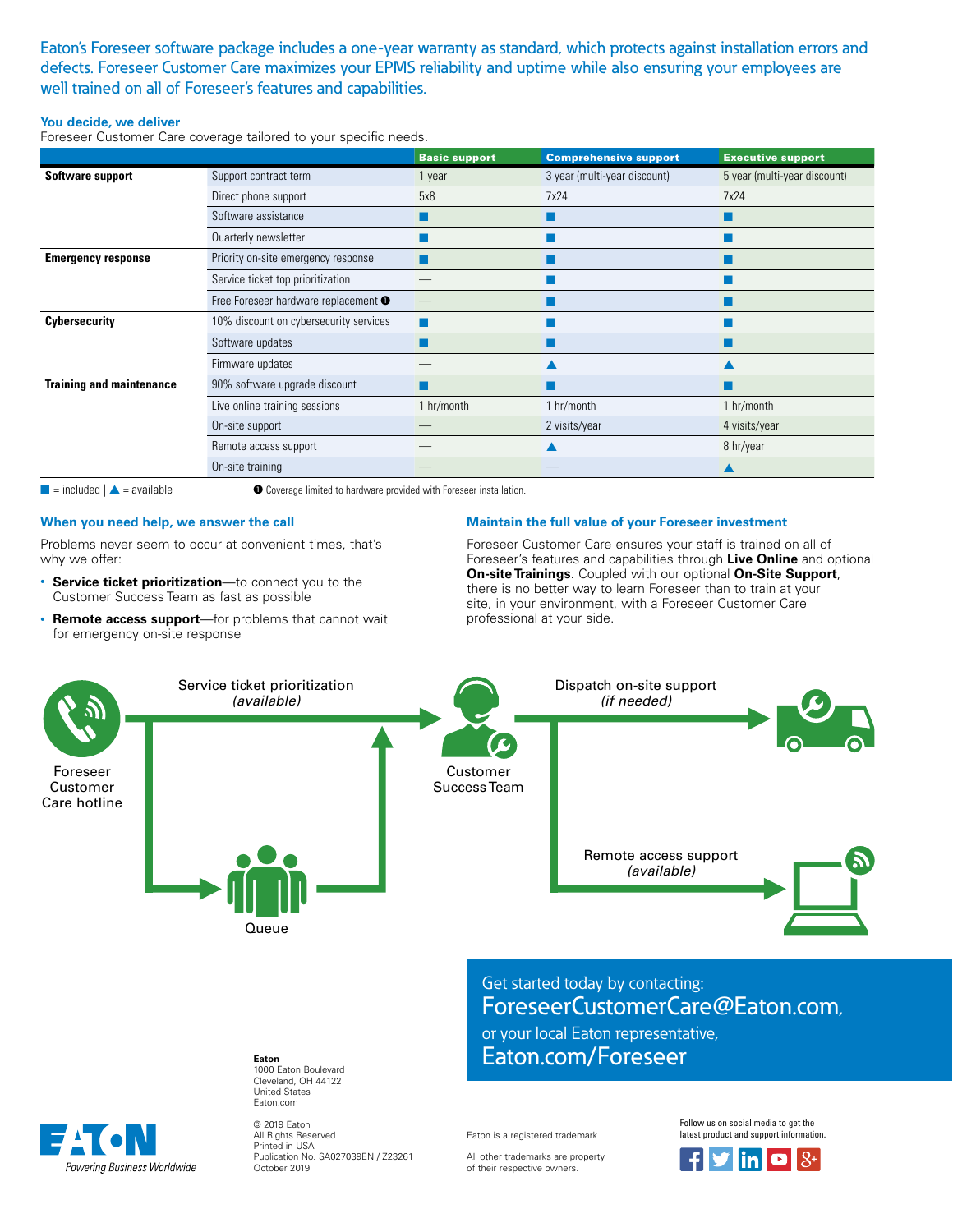Eaton's Foreseer software package includes a one-year warranty as standard, which protects against installation errors and defects. Foreseer Customer Care maximizes your EPMS reliability and uptime while also ensuring your employees are well trained on all of Foreseer's features and capabilities.

### You decide, we deliver

Foreseer Customer Care coverage tailored to your specific needs.

| | | Basic support | Comprehensive support | Executive support |
|---|---|---|---|---|
| **Software support** | Support contract term | 1 year | 3 year (multi-year discount) | 5 year (multi-year discount) |
| | Direct phone support | 5x8 | 7x24 | 7x24 |
| | Software assistance | ■ | ■ | ■ |
| | Quarterly newsletter | ■ | ■ | ■ |
| **Emergency response** | Priority on-site emergency response | ■ | ■ | ■ |
| | Service ticket top prioritization | — | ■ | ■ |
| | Free Foreseer hardware replacement ❶ | — | ■ | ■ |
| **Cybersecurity** | 10% discount on cybersecurity services | ■ | ■ | ■ |
| | Software updates | ■ | ■ | ■ |
| | Firmware updates | — | ▲ | ▲ |
| **Training and maintenance** | 90% software upgrade discount | ■ | ■ | ■ |
| | Live online training sessions | 1 hr/month | 1 hr/month | 1 hr/month |
| | On-site support | — | 2 visits/year | 4 visits/year |
| | Remote access support | — | ▲ | 8 hr/year |
| | On-site training | — | — | ▲ |

■ = included | ▲ = available

❶ Coverage limited to hardware provided with Foreseer installation.

### When you need help, we answer the call

Problems never seem to occur at convenient times, that's why we offer:

- **Service ticket prioritization**—to connect you to the Customer Success Team as fast as possible
- **Remote access support**—for problems that cannot wait for emergency on-site response

### Maintain the full value of your Foreseer investment

Foreseer Customer Care ensures your staff is trained on all of Foreseer's features and capabilities through **Live Online** and optional **On-site Trainings**. Coupled with our optional **On-Site Support**, there is no better way to learn Foreseer than to train at your site, in your environment, with a Foreseer Customer Care professional at your side.

Foreseer Customer Care hotline

Service ticket prioritization *(available)*

Queue

Customer Success Team

Dispatch on-site support *(if needed)*

Remote access support *(available)*

Get started today by contacting:
**ForeseerCustomerCare@Eaton.com**,
or your local Eaton representative,
**Eaton.com/Foreseer**

**Eaton**
1000 Eaton Boulevard
Cleveland, OH 44122
United States
Eaton.com

© 2019 Eaton
All Rights Reserved
Printed in USA
Publication No. SA027039EN / Z23261
October 2019

Eaton is a registered trademark.

All other trademarks are property of their respective owners.

Follow us on social media to get the latest product and support information.

Powering Business Worldwide